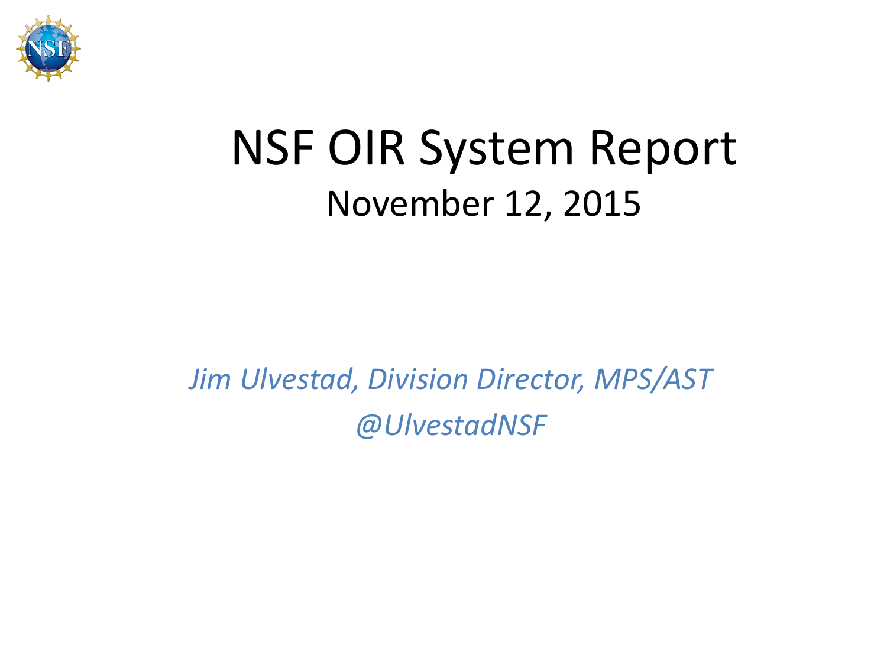# NSF OIR System Report

November 12, 2015

*Jim Ulvestad, Division Director, MPS/AST*

*@UlvestadNSF*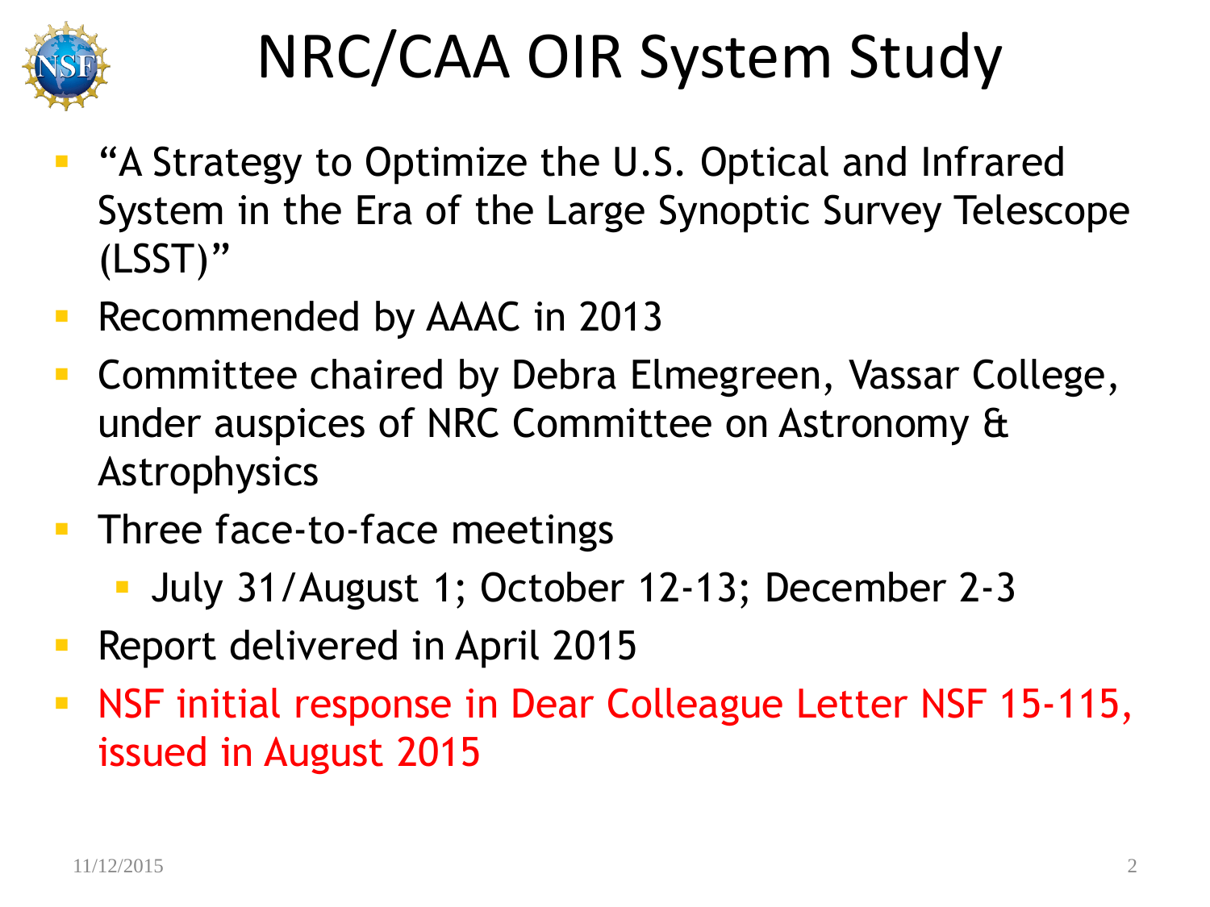# NRC/CAA OIR System Study

- "A Strategy to Optimize the U.S. Optical and Infrared System in the Era of the Large Synoptic Survey Telescope (LSST)"
- Recommended by AAAC in 2013
- Committee chaired by Debra Elmegreen, Vassar College, under auspices of NRC Committee on Astronomy & Astrophysics
- Three face-to-face meetings
  - July 31/August 1; October 12-13; December 2-3
- Report delivered in April 2015
- NSF initial response in Dear Colleague Letter NSF 15-115, issued in August 2015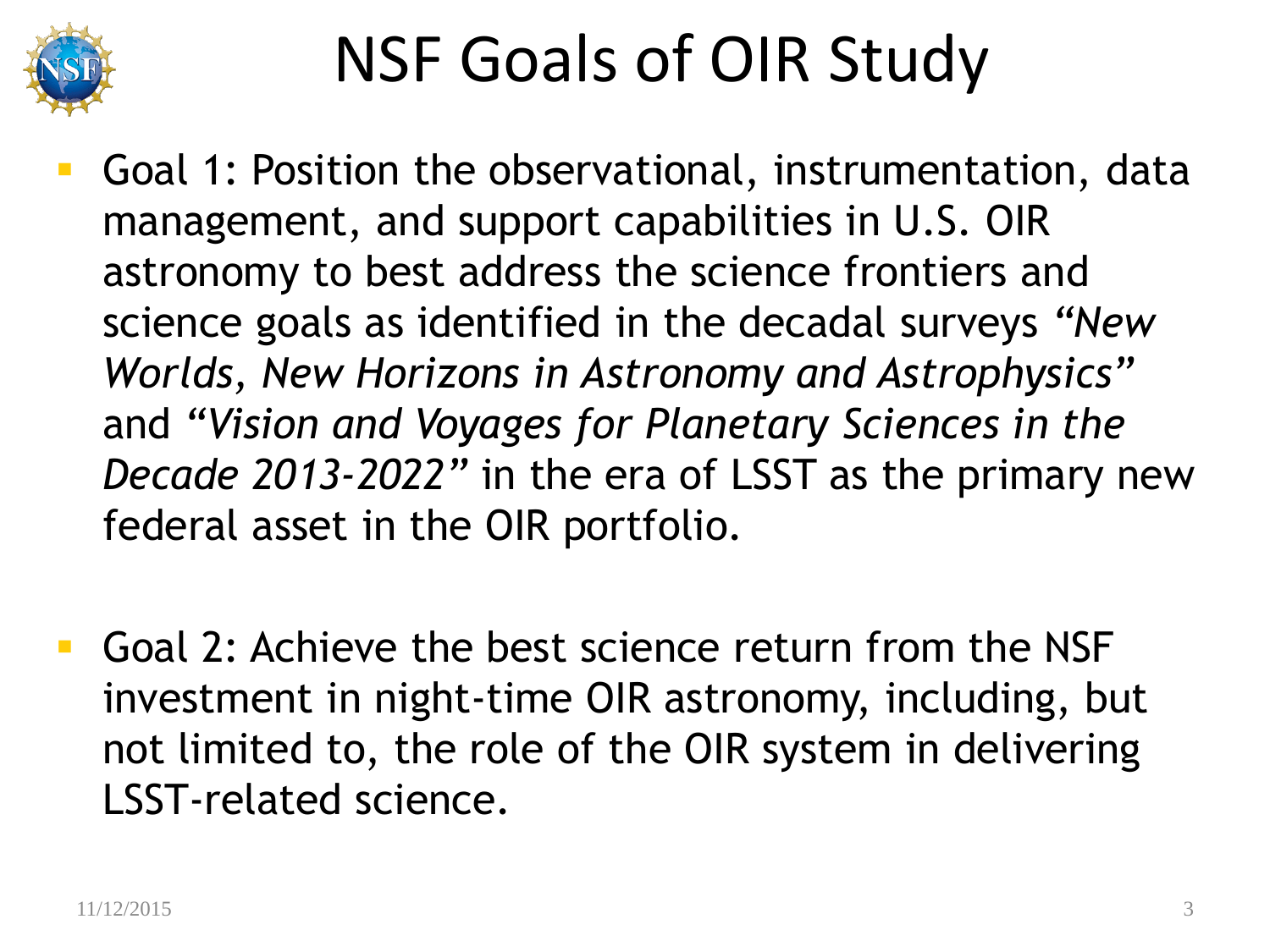# NSF Goals of OIR Study

- Goal 1: Position the observational, instrumentation, data management, and support capabilities in U.S. OIR astronomy to best address the science frontiers and science goals as identified in the decadal surveys *"New Worlds, New Horizons in Astronomy and Astrophysics"* and *"Vision and Voyages for Planetary Sciences in the Decade 2013-2022"* in the era of LSST as the primary new federal asset in the OIR portfolio.

- Goal 2: Achieve the best science return from the NSF investment in night-time OIR astronomy, including, but not limited to, the role of the OIR system in delivering LSST-related science.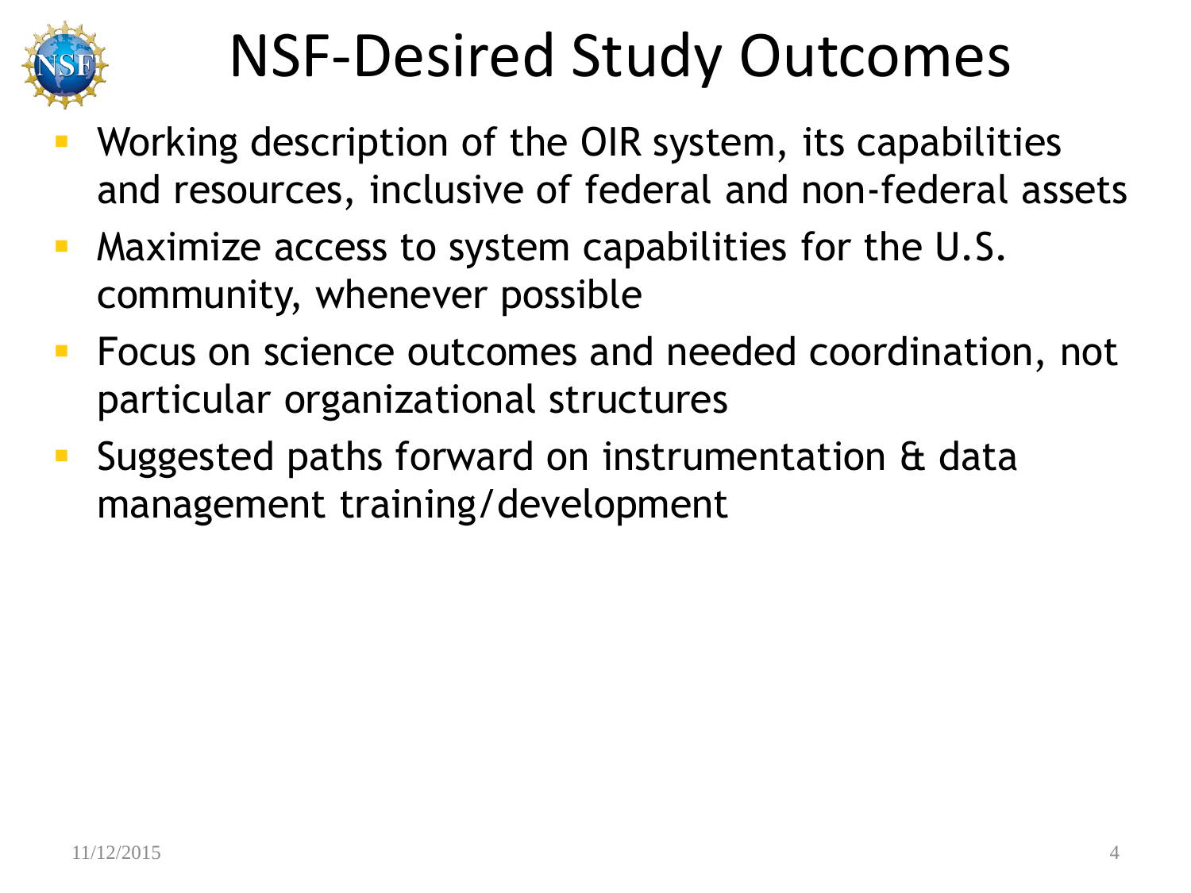# NSF-Desired Study Outcomes

- Working description of the OIR system, its capabilities and resources, inclusive of federal and non-federal assets
- Maximize access to system capabilities for the U.S. community, whenever possible
- Focus on science outcomes and needed coordination, not particular organizational structures
- Suggested paths forward on instrumentation & data management training/development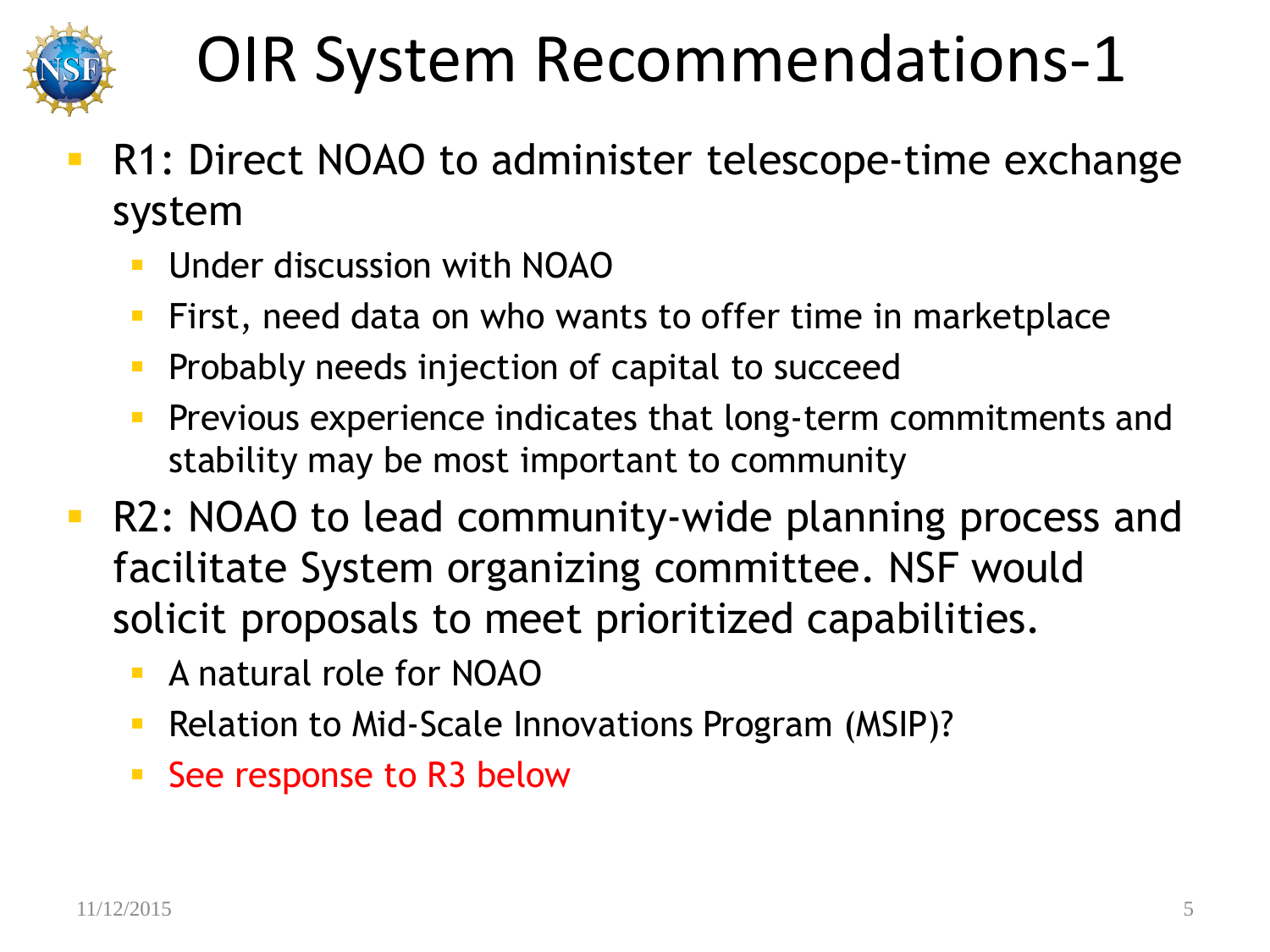# OIR System Recommendations-1

- R1: Direct NOAO to administer telescope-time exchange system
  - Under discussion with NOAO
  - First, need data on who wants to offer time in marketplace
  - Probably needs injection of capital to succeed
  - Previous experience indicates that long-term commitments and stability may be most important to community
- R2: NOAO to lead community-wide planning process and facilitate System organizing committee. NSF would solicit proposals to meet prioritized capabilities.
  - A natural role for NOAO
  - Relation to Mid-Scale Innovations Program (MSIP)?
  - See response to R3 below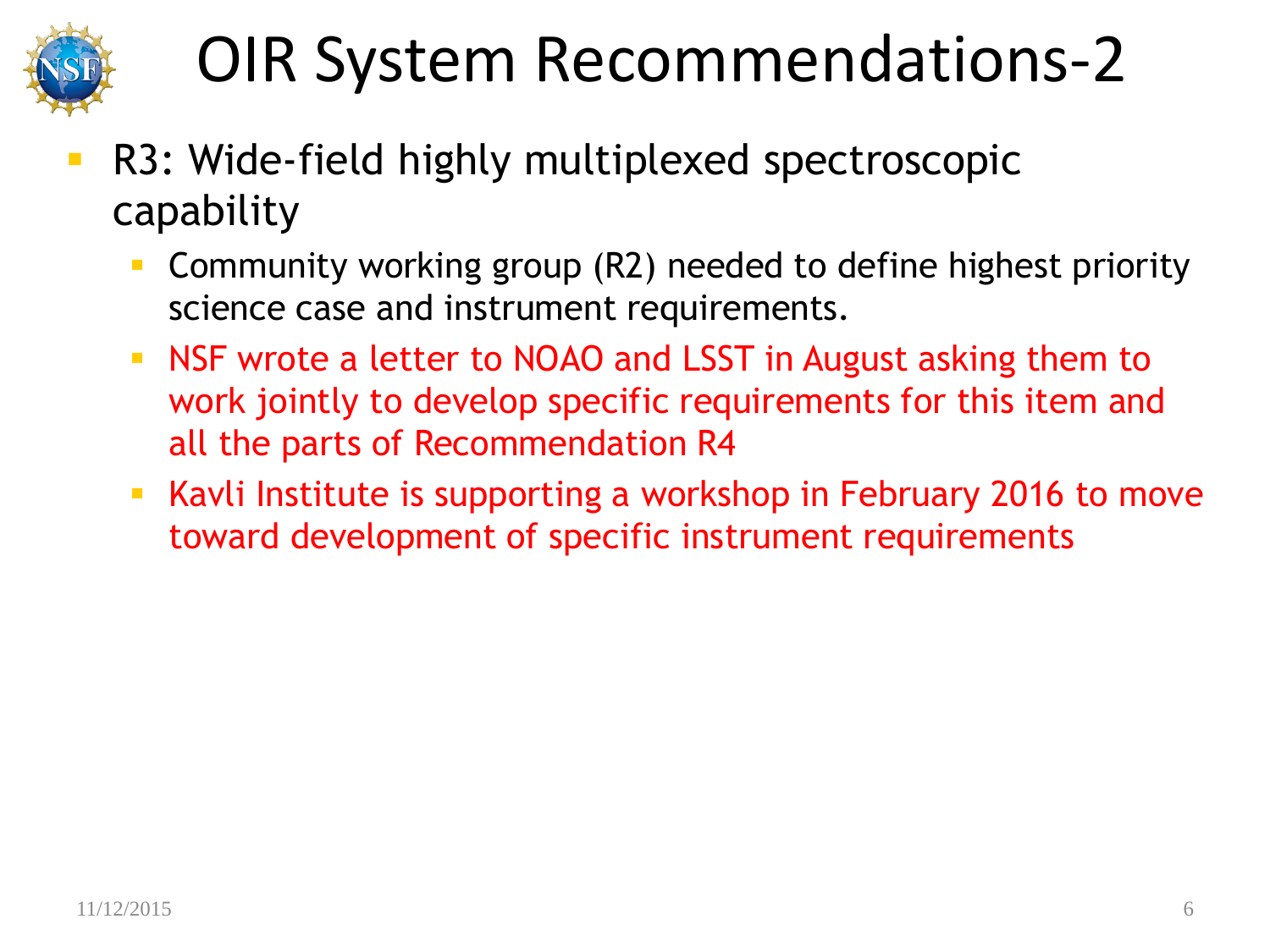# OIR System Recommendations-2

- R3: Wide-field highly multiplexed spectroscopic capability
  - Community working group (R2) needed to define highest priority science case and instrument requirements.
  - NSF wrote a letter to NOAO and LSST in August asking them to work jointly to develop specific requirements for this item and all the parts of Recommendation R4
  - Kavli Institute is supporting a workshop in February 2016 to move toward development of specific instrument requirements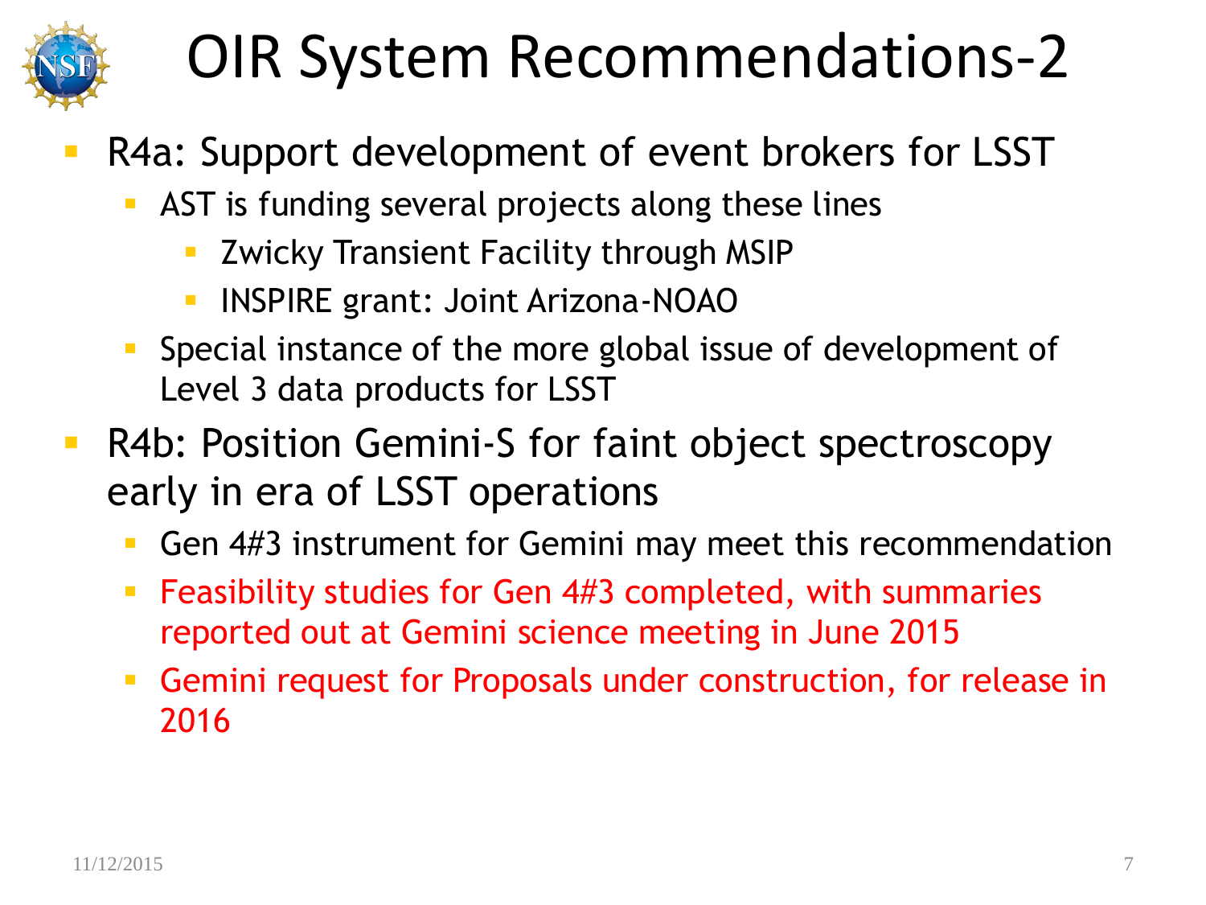# OIR System Recommendations-2

- R4a: Support development of event brokers for LSST
  - AST is funding several projects along these lines
    - Zwicky Transient Facility through MSIP
    - INSPIRE grant: Joint Arizona-NOAO
  - Special instance of the more global issue of development of Level 3 data products for LSST
- R4b: Position Gemini-S for faint object spectroscopy early in era of LSST operations
  - Gen 4#3 instrument for Gemini may meet this recommendation
  - Feasibility studies for Gen 4#3 completed, with summaries reported out at Gemini science meeting in June 2015
  - Gemini request for Proposals under construction, for release in 2016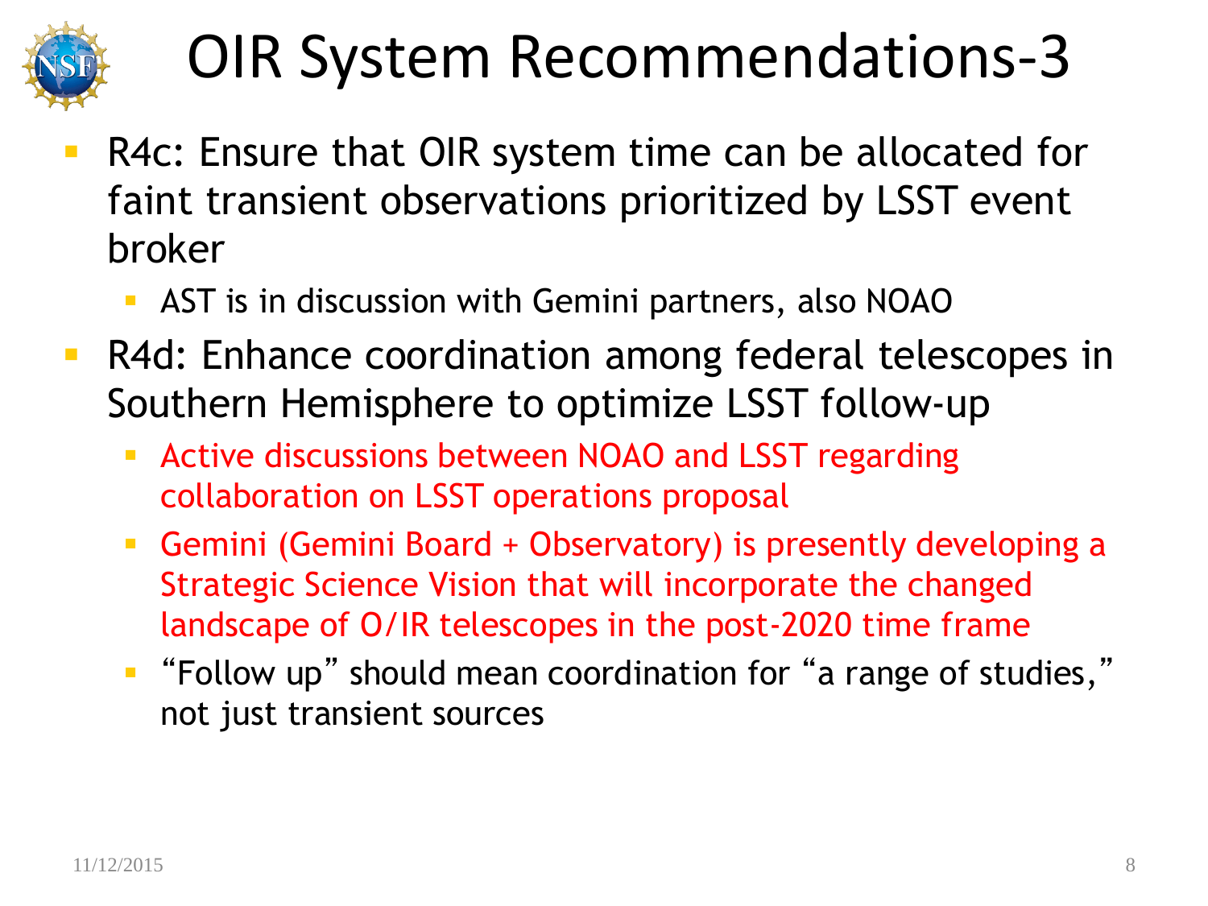# OIR System Recommendations-3

- R4c: Ensure that OIR system time can be allocated for faint transient observations prioritized by LSST event broker
  - AST is in discussion with Gemini partners, also NOAO
- R4d: Enhance coordination among federal telescopes in Southern Hemisphere to optimize LSST follow-up
  - Active discussions between NOAO and LSST regarding collaboration on LSST operations proposal
  - Gemini (Gemini Board + Observatory) is presently developing a Strategic Science Vision that will incorporate the changed landscape of O/IR telescopes in the post-2020 time frame
  - "Follow up" should mean coordination for "a range of studies," not just transient sources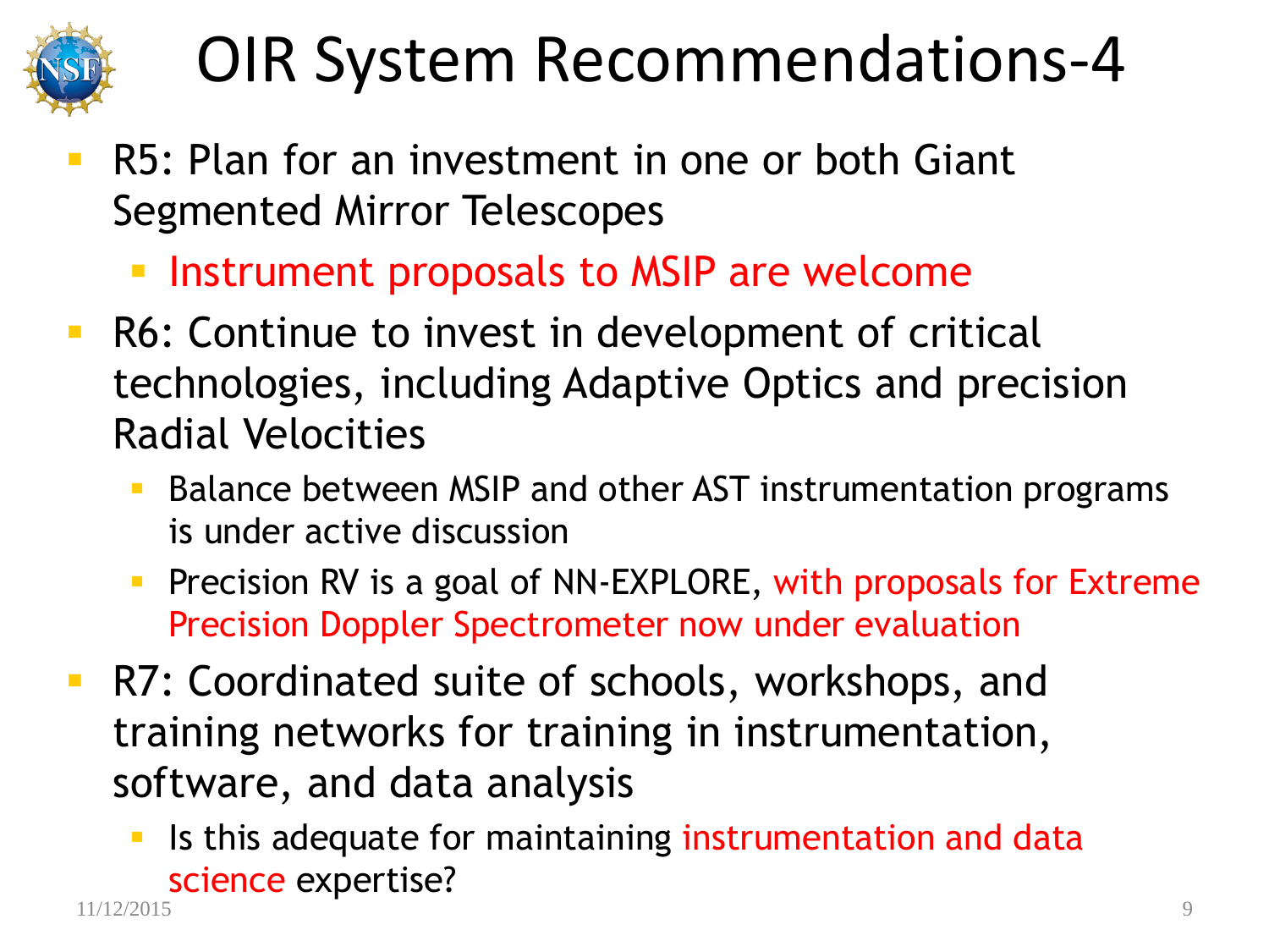# OIR System Recommendations-4

- R5: Plan for an investment in one or both Giant Segmented Mirror Telescopes
  - Instrument proposals to MSIP are welcome
- R6: Continue to invest in development of critical technologies, including Adaptive Optics and precision Radial Velocities
  - Balance between MSIP and other AST instrumentation programs is under active discussion
  - Precision RV is a goal of NN-EXPLORE, with proposals for Extreme Precision Doppler Spectrometer now under evaluation
- R7: Coordinated suite of schools, workshops, and training networks for training in instrumentation, software, and data analysis
  - Is this adequate for maintaining instrumentation and data science expertise?

11/12/2015